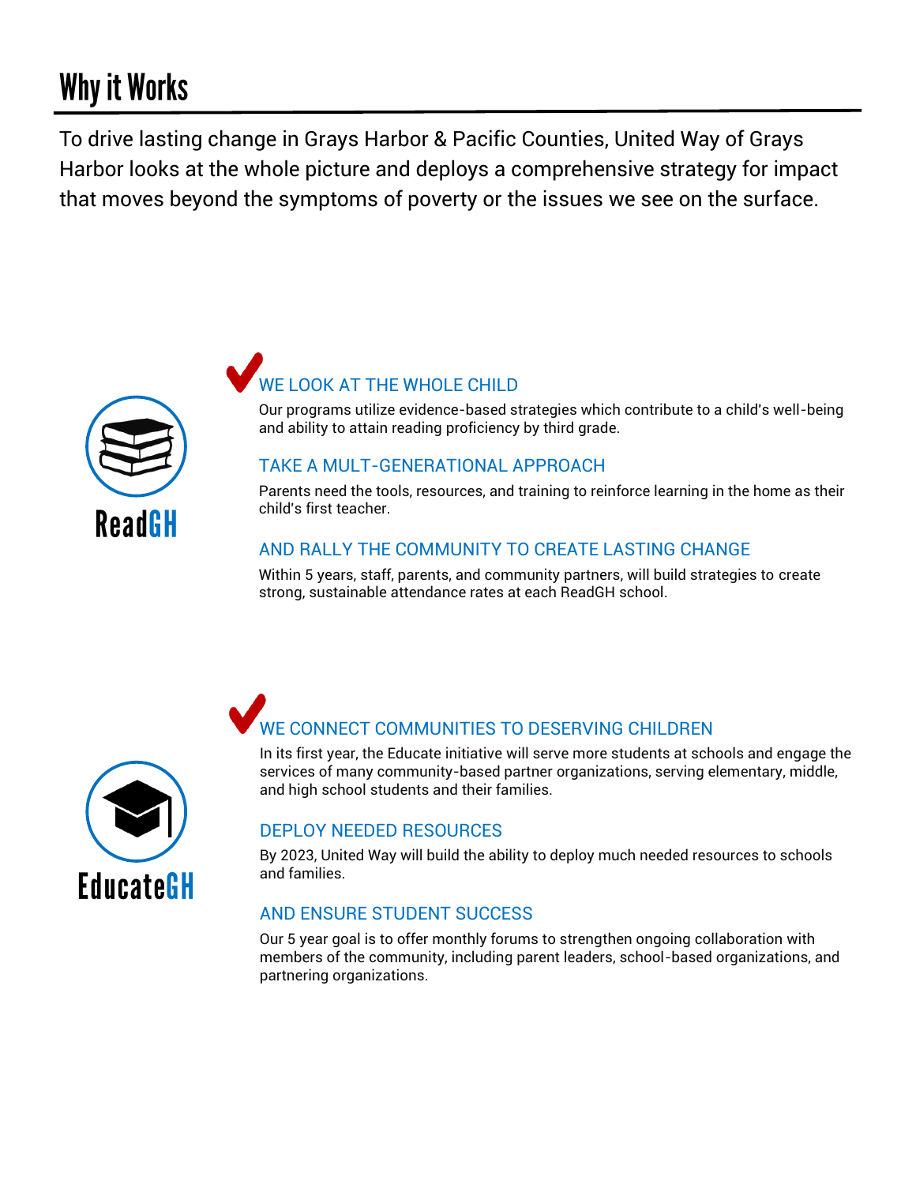# Why it Works

To drive lasting change in Grays Harbor & Pacific Counties, United Way of Grays Harbor looks at the whole picture and deploys a comprehensive strategy for impact that moves beyond the symptoms of poverty or the issues we see on the surface.

**ReadGH**

### WE LOOK AT THE WHOLE CHILD

Our programs utilize evidence-based strategies which contribute to a child's well-being and ability to attain reading proficiency by third grade.

### TAKE A MULT-GENERATIONAL APPROACH

Parents need the tools, resources, and training to reinforce learning in the home as their child's first teacher.

### AND RALLY THE COMMUNITY TO CREATE LASTING CHANGE

Within 5 years, staff, parents, and community partners, will build strategies to create strong, sustainable attendance rates at each ReadGH school.

**EducateGH**

### WE CONNECT COMMUNITIES TO DESERVING CHILDREN

In its first year, the Educate initiative will serve more students at schools and engage the services of many community-based partner organizations, serving elementary, middle, and high school students and their families.

### DEPLOY NEEDED RESOURCES

By 2023, United Way will build the ability to deploy much needed resources to schools and families.

### AND ENSURE STUDENT SUCCESS

Our 5 year goal is to offer monthly forums to strengthen ongoing collaboration with members of the community, including parent leaders, school-based organizations, and partnering organizations.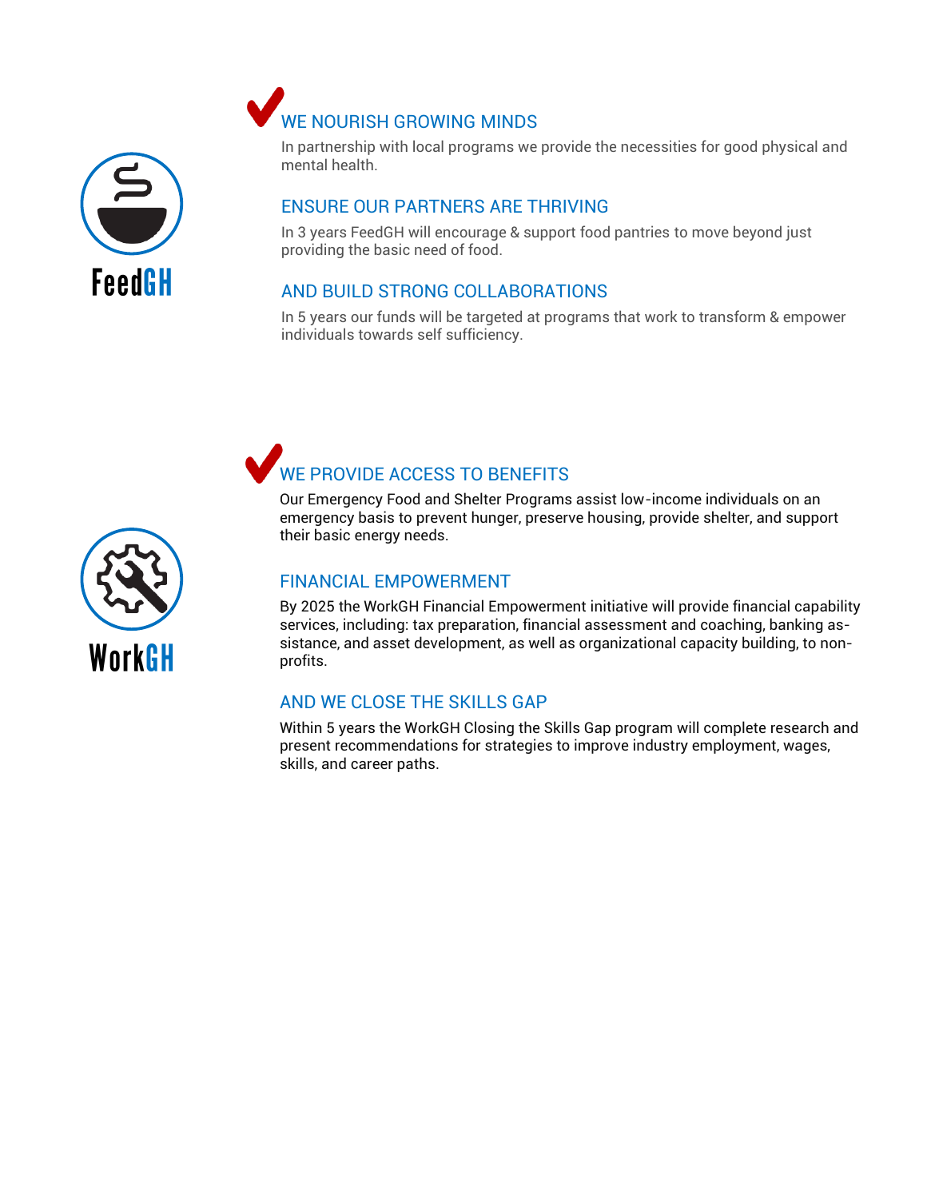FeedGH

## WE NOURISH GROWING MINDS

In partnership with local programs we provide the necessities for good physical and mental health.

## ENSURE OUR PARTNERS ARE THRIVING

In 3 years FeedGH will encourage & support food pantries to move beyond just providing the basic need of food.

## AND BUILD STRONG COLLABORATIONS

In 5 years our funds will be targeted at programs that work to transform & empower individuals towards self sufficiency.

WorkGH

## WE PROVIDE ACCESS TO BENEFITS

Our Emergency Food and Shelter Programs assist low-income individuals on an emergency basis to prevent hunger, preserve housing, provide shelter, and support their basic energy needs.

## FINANCIAL EMPOWERMENT

By 2025 the WorkGH Financial Empowerment initiative will provide financial capability services, including: tax preparation, financial assessment and coaching, banking assistance, and asset development, as well as organizational capacity building, to non-profits.

## AND WE CLOSE THE SKILLS GAP

Within 5 years the WorkGH Closing the Skills Gap program will complete research and present recommendations for strategies to improve industry employment, wages, skills, and career paths.